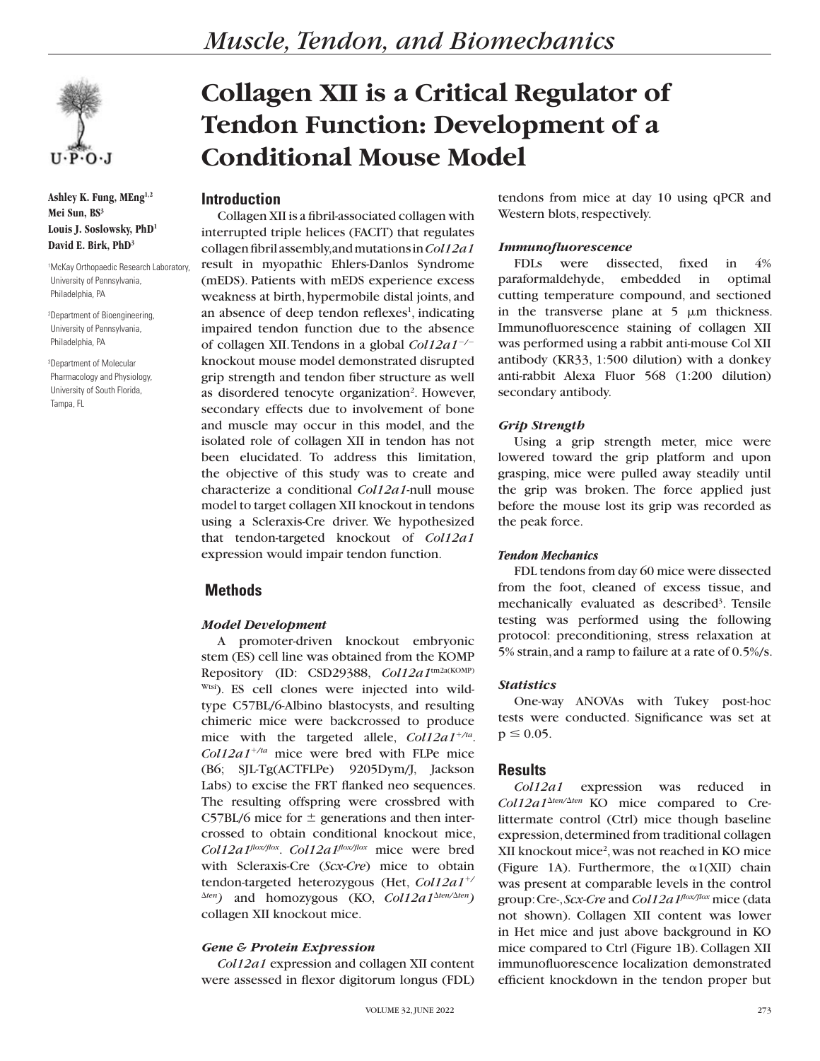# Collagen XII is a Critical Regulator of Tendon Function: Development of a Conditional Mouse Model

**Ashley K. Fung, MEng[1,2]**
**Mei Sun, BS[3]**
**Louis J. Soslowsky, PhD[1]**
**David E. Birk, PhD[3]**

[1]McKay Orthopaedic Research Laboratory, University of Pennsylvania, Philadelphia, PA

[2]Department of Bioengineering, University of Pennsylvania, Philadelphia, PA

[3]Department of Molecular Pharmacology and Physiology, University of South Florida, Tampa, FL

## Introduction

Collagen XII is a fibril-associated collagen with interrupted triple helices (FACIT) that regulates collagen fibril assembly, and mutations in *Col12a1* result in myopathic Ehlers-Danlos Syndrome (mEDS). Patients with mEDS experience excess weakness at birth, hypermobile distal joints, and an absence of deep tendon reflexes[1], indicating impaired tendon function due to the absence of collagen XII. Tendons in a global *Col12a1*$^{-/-}$ knockout mouse model demonstrated disrupted grip strength and tendon fiber structure as well as disordered tenocyte organization[2]. However, secondary effects due to involvement of bone and muscle may occur in this model, and the isolated role of collagen XII in tendon has not been elucidated. To address this limitation, the objective of this study was to create and characterize a conditional *Col12a1*-null mouse model to target collagen XII knockout in tendons using a Scleraxis-Cre driver. We hypothesized that tendon-targeted knockout of *Col12a1* expression would impair tendon function.

## Methods

### *Model Development*

A promoter-driven knockout embryonic stem (ES) cell line was obtained from the KOMP Repository (ID: CSD29388, *Col12a1*$^{tm2a(KOMP)Wtsi}$). ES cell clones were injected into wild-type C57BL/6-Albino blastocysts, and resulting chimeric mice were backcrossed to produce mice with the targeted allele, *Col12a1*$^{+/ta}$. *Col12a1*$^{+/ta}$ mice were bred with FLPe mice (B6; SJL-Tg(ACTFLPe) 9205Dym/J, Jackson Labs) to excise the FRT flanked neo sequences. The resulting offspring were crossbred with C57BL/6 mice for ± generations and then intercrossed to obtain conditional knockout mice, *Col12a1*$^{flox/flox}$. *Col12a1*$^{flox/flox}$ mice were bred with Scleraxis-Cre (*Scx-Cre*) mice to obtain tendon-targeted heterozygous (Het, *Col12a1*$^{+/\Delta ten}$) and homozygous (KO, *Col12a1*$^{\Delta ten/\Delta ten}$) collagen XII knockout mice.

### *Gene & Protein Expression*

*Col12a1* expression and collagen XII content were assessed in flexor digitorum longus (FDL) tendons from mice at day 10 using qPCR and Western blots, respectively.

### *Immunofluorescence*

FDLs were dissected, fixed in 4% paraformaldehyde, embedded in optimal cutting temperature compound, and sectioned in the transverse plane at 5 µm thickness. Immunofluorescence staining of collagen XII was performed using a rabbit anti-mouse Col XII antibody (KR33, 1:500 dilution) with a donkey anti-rabbit Alexa Fluor 568 (1:200 dilution) secondary antibody.

### *Grip Strength*

Using a grip strength meter, mice were lowered toward the grip platform and upon grasping, mice were pulled away steadily until the grip was broken. The force applied just before the mouse lost its grip was recorded as the peak force.

### *Tendon Mechanics*

FDL tendons from day 60 mice were dissected from the foot, cleaned of excess tissue, and mechanically evaluated as described[3]. Tensile testing was performed using the following protocol: preconditioning, stress relaxation at 5% strain, and a ramp to failure at a rate of 0.5%/s.

### *Statistics*

One-way ANOVAs with Tukey post-hoc tests were conducted. Significance was set at $p \leq 0.05$.

## Results

*Col12a1* expression was reduced in *Col12a1*$^{\Delta ten/\Delta ten}$ KO mice compared to Cre-littermate control (Ctrl) mice though baseline expression, determined from traditional collagen XII knockout mice[2], was not reached in KO mice (Figure 1A). Furthermore, the α1(XII) chain was present at comparable levels in the control group: Cre-, *Scx-Cre* and *Col12a1*$^{flox/flox}$ mice (data not shown). Collagen XII content was lower in Het mice and just above background in KO mice compared to Ctrl (Figure 1B). Collagen XII immunofluorescence localization demonstrated efficient knockdown in the tendon proper but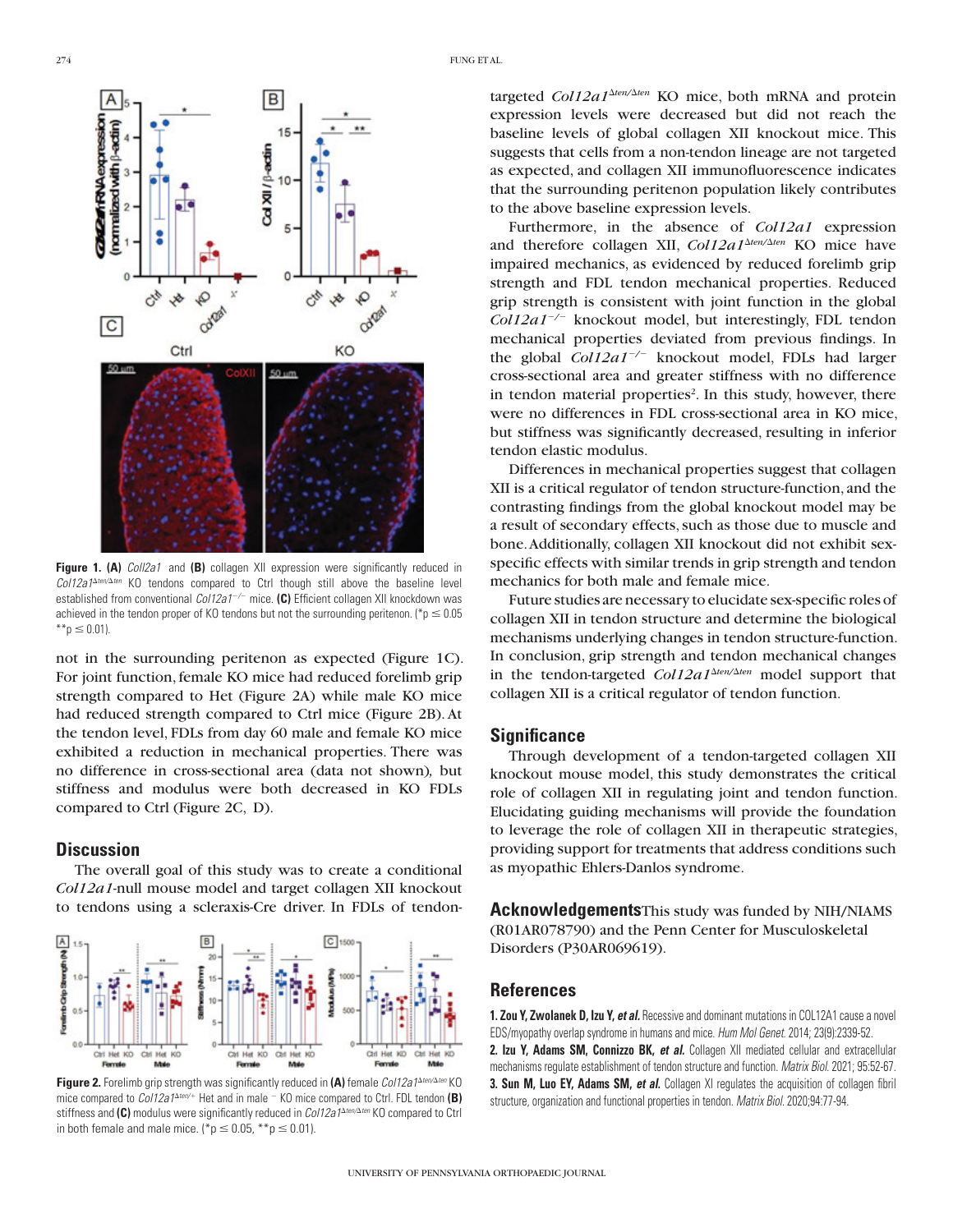Col12a1 mRNA expression (normalized with β-actin)

Col XII / β-actin

Ctrl Het KO Col12a1⁻/⁻

Ctrl KO

50 µm ColXII 50 µm

**Figure 1. (A)** *Col12a1* and **(B)** collagen XII expression were significantly reduced in *Col12a1*$^{\Delta ten/\Delta ten}$ KO tendons compared to Ctrl though still above the baseline level established from conventional *Col12a1*$^{-/-}$ mice. **(C)** Efficient collagen XII knockdown was achieved in the tendon proper of KO tendons but not the surrounding peritenon. (*p ≤ 0.05 **p ≤ 0.01).

not in the surrounding peritenon as expected (Figure 1C). For joint function, female KO mice had reduced forelimb grip strength compared to Het (Figure 2A) while male KO mice had reduced strength compared to Ctrl mice (Figure 2B). At the tendon level, FDLs from day 60 male and female KO mice exhibited a reduction in mechanical properties. There was no difference in cross-sectional area (data not shown), but stiffness and modulus were both decreased in KO FDLs compared to Ctrl (Figure 2C, D).

## Discussion

The overall goal of this study was to create a conditional *Col12a1*-null mouse model and target collagen XII knockout to tendons using a scleraxis-Cre driver. In FDLs of tendon-targeted *Col12a1*$^{\Delta ten/\Delta ten}$ KO mice, both mRNA and protein expression levels were decreased but did not reach the baseline levels of global collagen XII knockout mice. This suggests that cells from a non-tendon lineage are not targeted as expected, and collagen XII immunofluorescence indicates that the surrounding peritenon population likely contributes to the above baseline expression levels.

Furthermore, in the absence of *Col12a1* expression and therefore collagen XII, *Col12a1*$^{\Delta ten/\Delta ten}$ KO mice have impaired mechanics, as evidenced by reduced forelimb grip strength and FDL tendon mechanical properties. Reduced grip strength is consistent with joint function in the global *Col12a1*$^{-/-}$ knockout model, but interestingly, FDL tendon mechanical properties deviated from previous findings. In the global *Col12a1*$^{-/-}$ knockout model, FDLs had larger cross-sectional area and greater stiffness with no difference in tendon material properties[2]. In this study, however, there were no differences in FDL cross-sectional area in KO mice, but stiffness was significantly decreased, resulting in inferior tendon elastic modulus.

Differences in mechanical properties suggest that collagen XII is a critical regulator of tendon structure-function, and the contrasting findings from the global knockout model may be a result of secondary effects, such as those due to muscle and bone. Additionally, collagen XII knockout did not exhibit sex-specific effects with similar trends in grip strength and tendon mechanics for both male and female mice.

Future studies are necessary to elucidate sex-specific roles of collagen XII in tendon structure and determine the biological mechanisms underlying changes in tendon structure-function. In conclusion, grip strength and tendon mechanical changes in the tendon-targeted *Col12a1*$^{\Delta ten/\Delta ten}$ model support that collagen XII is a critical regulator of tendon function.

Forelimb Grip Strength (N)

Stiffness (N/mm)

Modulus (MPa)

Ctrl Het KO Ctrl Het KO

Female Male

**Figure 2.** Forelimb grip strength was significantly reduced in **(A)** female *Col12a1*$^{\Delta ten/\Delta ten}$ KO mice compared to *Col12a1*$^{\Delta ten/+}$ Het and in male $^-$ KO mice compared to Ctrl. FDL tendon **(B)** stiffness and **(C)** modulus were significantly reduced in *Col12a1*$^{\Delta ten/\Delta ten}$ KO compared to Ctrl in both female and male mice. (*p ≤ 0.05, **p ≤ 0.01).

## Significance

Through development of a tendon-targeted collagen XII knockout mouse model, this study demonstrates the critical role of collagen XII in regulating joint and tendon function. Elucidating guiding mechanisms will provide the foundation to leverage the role of collagen XII in therapeutic strategies, providing support for treatments that address conditions such as myopathic Ehlers-Danlos syndrome.

## Acknowledgements

This study was funded by NIH/NIAMS (R01AR078790) and the Penn Center for Musculoskeletal Disorders (P30AR069619).

## References

**1. Zou Y, Zwolanek D, Izu Y, *et al.*** Recessive and dominant mutations in COL12A1 cause a novel EDS/myopathy overlap syndrome in humans and mice. *Hum Mol Genet.* 2014; 23(9):2339-52.

**2. Izu Y, Adams SM, Connizzo BK, *et al.*** Collagen XII mediated cellular and extracellular mechanisms regulate establishment of tendon structure and function. *Matrix Biol.* 2021; 95:52-67.

**3. Sun M, Luo EY, Adams SM, *et al.*** Collagen XI regulates the acquisition of collagen fibril structure, organization and functional properties in tendon. *Matrix Biol.* 2020;94:77-94.